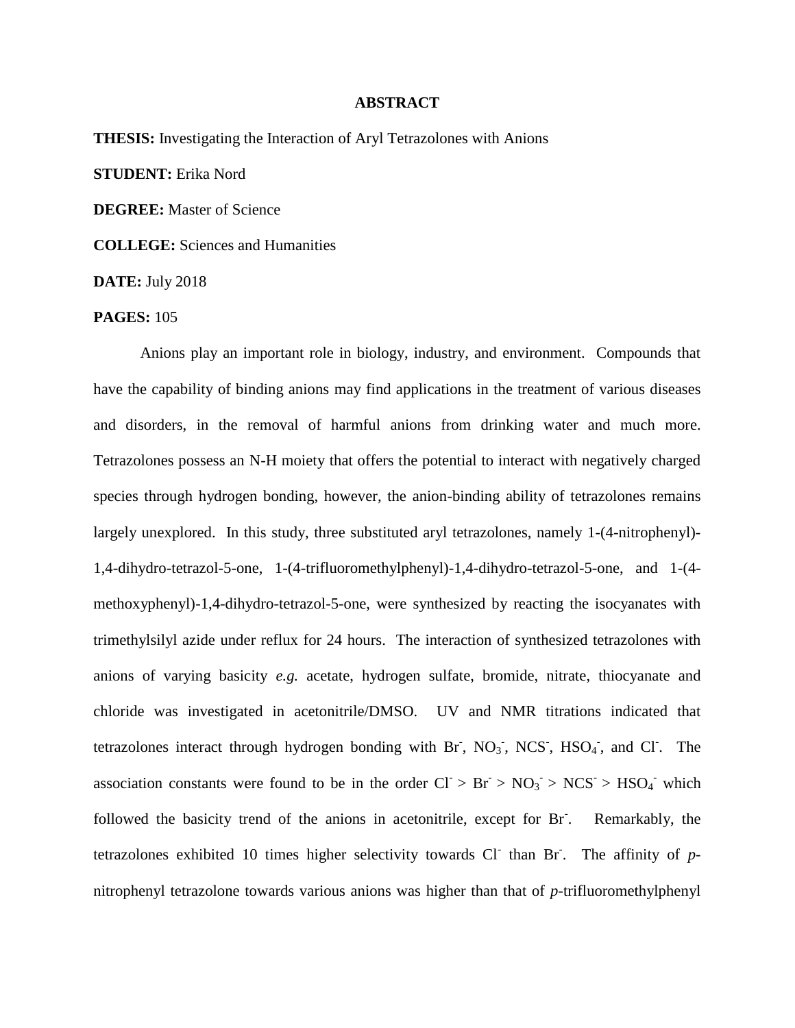# ABSTRACT

**THESIS:** Investigating the Interaction of Aryl Tetrazolones with Anions

**STUDENT:** Erika Nord

**DEGREE:** Master of Science

**COLLEGE:** Sciences and Humanities

**DATE:** July 2018

**PAGES:** 105

Anions play an important role in biology, industry, and environment. Compounds that have the capability of binding anions may find applications in the treatment of various diseases and disorders, in the removal of harmful anions from drinking water and much more. Tetrazolones possess an N-H moiety that offers the potential to interact with negatively charged species through hydrogen bonding, however, the anion-binding ability of tetrazolones remains largely unexplored. In this study, three substituted aryl tetrazolones, namely 1-(4-nitrophenyl)-1,4-dihydro-tetrazol-5-one, 1-(4-trifluoromethylphenyl)-1,4-dihydro-tetrazol-5-one, and 1-(4-methoxyphenyl)-1,4-dihydro-tetrazol-5-one, were synthesized by reacting the isocyanates with trimethylsilyl azide under reflux for 24 hours. The interaction of synthesized tetrazolones with anions of varying basicity *e.g.* acetate, hydrogen sulfate, bromide, nitrate, thiocyanate and chloride was investigated in acetonitrile/DMSO. UV and NMR titrations indicated that tetrazolones interact through hydrogen bonding with $Br^-$, $NO_3^-$, $NCS^-$, $HSO_4^-$, and $Cl^-$. The association constants were found to be in the order $Cl^- > Br^- > NO_3^- > NCS^- > HSO_4^-$ which followed the basicity trend of the anions in acetonitrile, except for $Br^-$. Remarkably, the tetrazolones exhibited 10 times higher selectivity towards $Cl^-$ than $Br^-$. The affinity of *p*-nitrophenyl tetrazolone towards various anions was higher than that of *p*-trifluoromethylphenyl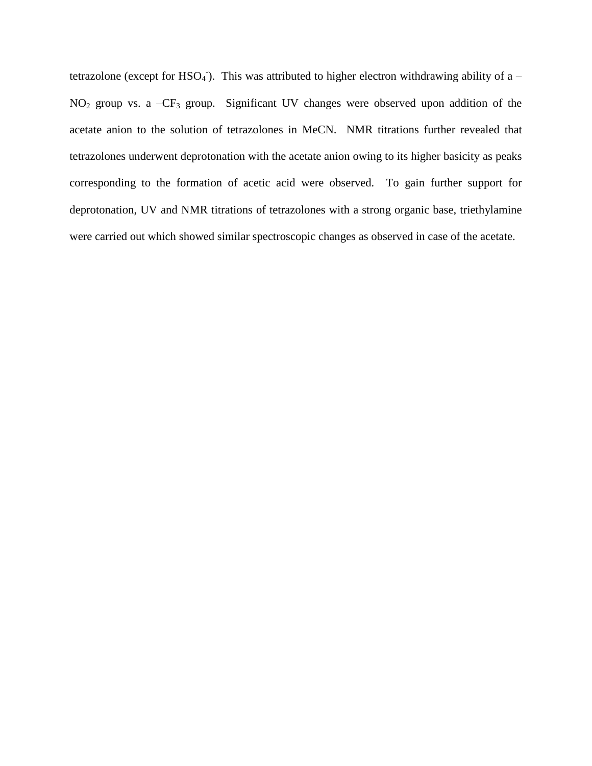tetrazolone (except for $HSO_4^-$). This was attributed to higher electron withdrawing ability of a $-NO_2$ group vs. a $-CF_3$ group. Significant UV changes were observed upon addition of the acetate anion to the solution of tetrazolones in MeCN. NMR titrations further revealed that tetrazolones underwent deprotonation with the acetate anion owing to its higher basicity as peaks corresponding to the formation of acetic acid were observed. To gain further support for deprotonation, UV and NMR titrations of tetrazolones with a strong organic base, triethylamine were carried out which showed similar spectroscopic changes as observed in case of the acetate.